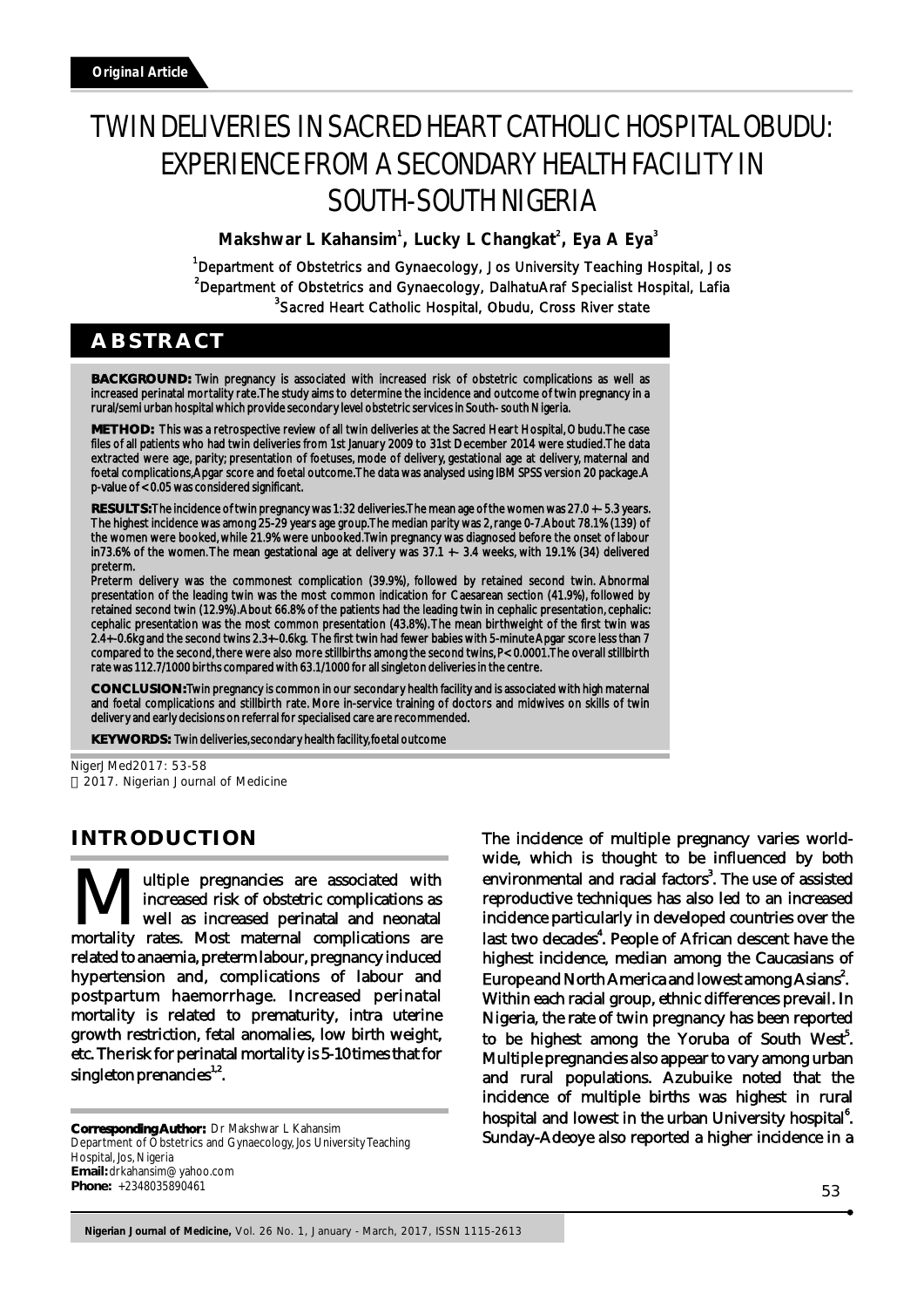*Original Article*

# TWIN DELIVERIES IN SACRED HEART CATHOLIC HOSPITAL OBUDU: EXPERIENCE FROM A SECONDARY HEALTH FACILITY IN SOUTH-SOUTH NIGERIA

**Makshwar L Kahansim[1], Lucky L Changkat[2], Eya A Eya[3]**

[1]Department of Obstetrics and Gynaecology, Jos University Teaching Hospital, Jos
[2]Department of Obstetrics and Gynaecology, DalhatuAraf Specialist Hospital, Lafia
[3]Sacred Heart Catholic Hospital, Obudu, Cross River state

## ABSTRACT

**BACKGROUND:** Twin pregnancy is associated with increased risk of obstetric complications as well as increased perinatal mortality rate.The study aims to determine the incidence and outcome of twin pregnancy in a rural/semi urban hospital which provide secondary level obstetric services in South- south Nigeria.

**METHOD:** This was a retrospective review of all twin deliveries at the Sacred Heart Hospital, Obudu.The case files of all patients who had twin deliveries from 1st January 2009 to 31st December 2014 were studied.The data extracted were age, parity; presentation of foetuses, mode of delivery, gestational age at delivery, maternal and foetal complications,Apgar score and foetal outcome.The data was analysed using IBM SPSS version 20 package.A p-value of < 0.05 was considered significant.

**RESULTS:** The incidence of twin pregnancy was 1:32 deliveries.The mean age of the women was 27.0 +- 5.3 years. The highest incidence was among 25-29 years age group.The median parity was 2, range 0-7.About 78.1% (139) of the women were booked, while 21.9% were unbooked.Twin pregnancy was diagnosed before the onset of labour in73.6% of the women.The mean gestational age at delivery was 37.1 +- 3.4 weeks, with 19.1% (34) delivered preterm.

Preterm delivery was the commonest complication (39.9%), followed by retained second twin. Abnormal presentation of the leading twin was the most common indication for Caesarean section (41.9%), followed by retained second twin (12.9%).About 66.8% of the patients had the leading twin in cephalic presentation, cephalic: cephalic presentation was the most common presentation (43.8%).The mean birthweight of the first twin was 2.4+-0.6kg and the second twins 2.3+-0.6kg. The first twin had fewer babies with 5-minute Apgar score less than 7 compared to the second, there were also more stillbirths among the second twins, P< 0.0001.The overall stillbirth rate was 112.7/1000 births compared with 63.1/1000 for all singleton deliveries in the centre.

**CONCLUSION:** Twin pregnancy is common in our secondary health facility and is associated with high maternal and foetal complications and stillbirth rate. More in-service training of doctors and midwives on skills of twin delivery and early decisions on referral for specialised care are recommended.

**KEYWORDS:** Twin deliveries, secondary health facility, foetal outcome

NigerJMed2017: 53-58
© 2017. Nigerian Journal of Medicine

## INTRODUCTION

Multiple pregnancies are associated with increased risk of obstetric complications as well as increased perinatal and neonatal mortality rates. Most maternal complications are related to anaemia, preterm labour, pregnancy induced hypertension and, complications of labour and postpartum haemorrhage. Increased perinatal mortality is related to prematurity, intra uterine growth restriction, fetal anomalies, low birth weight, etc. The risk for perinatal mortality is 5-10 times that for singleton prenancies[1,2].

The incidence of multiple pregnancy varies worldwide, which is thought to be influenced by both environmental and racial factors[3]. The use of assisted reproductive techniques has also led to an increased incidence particularly in developed countries over the last two decades[4]. People of African descent have the highest incidence, median among the Caucasians of Europe and North America and lowest among Asians[2]. Within each racial group, ethnic differences prevail. In Nigeria, the rate of twin pregnancy has been reported to be highest among the Yoruba of South West[5]. Multiple pregnancies also appear to vary among urban and rural populations. Azubuike noted that the incidence of multiple births was highest in rural hospital and lowest in the urban University hospital[6]. Sunday-Adeoye also reported a higher incidence in a

**Corresponding Author:** Dr Makshwar L Kahansim
Department of Obstetrics and Gynaecology, Jos University Teaching Hospital, Jos, Nigeria
**Email:** drkahansim@yahoo.com
**Phone:** +2348035890461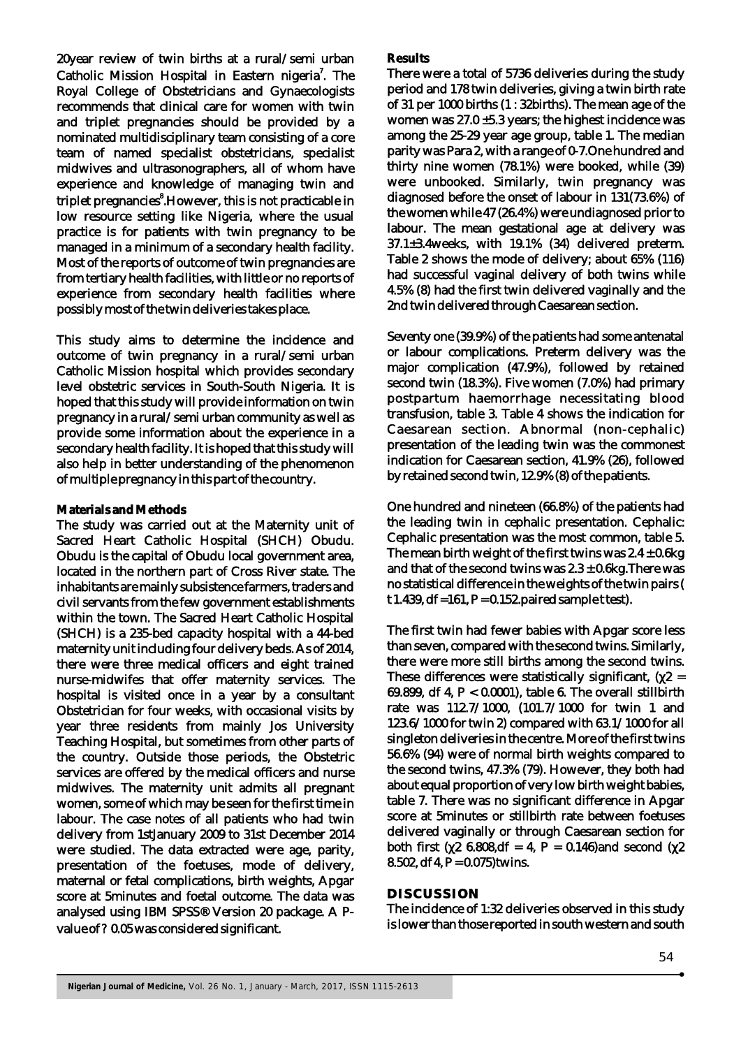20year review of twin births at a rural/semi urban Catholic Mission Hospital in Eastern nigeria[7]. The Royal College of Obstetricians and Gynaecologists recommends that clinical care for women with twin and triplet pregnancies should be provided by a nominated multidisciplinary team consisting of a core team of named specialist obstetricians, specialist midwives and ultrasonographers, all of whom have experience and knowledge of managing twin and triplet pregnancies[8].However, this is not practicable in low resource setting like Nigeria, where the usual practice is for patients with twin pregnancy to be managed in a minimum of a secondary health facility. Most of the reports of outcome of twin pregnancies are from tertiary health facilities, with little or no reports of experience from secondary health facilities where possibly most of the twin deliveries takes place.

This study aims to determine the incidence and outcome of twin pregnancy in a rural/semi urban Catholic Mission hospital which provides secondary level obstetric services in South-South Nigeria. It is hoped that this study will provide information on twin pregnancy in a rural/semi urban community as well as provide some information about the experience in a secondary health facility. It is hoped that this study will also help in better understanding of the phenomenon of multiple pregnancy in this part of the country.

**Materials and Methods**

The study was carried out at the Maternity unit of Sacred Heart Catholic Hospital (SHCH) Obudu. Obudu is the capital of Obudu local government area, located in the northern part of Cross River state. The inhabitants are mainly subsistence farmers, traders and civil servants from the few government establishments within the town. The Sacred Heart Catholic Hospital (SHCH) is a 235-bed capacity hospital with a 44-bed maternity unit including four delivery beds. As of 2014, there were three medical officers and eight trained nurse-midwifes that offer maternity services. The hospital is visited once in a year by a consultant Obstetrician for four weeks, with occasional visits by year three residents from mainly Jos University Teaching Hospital, but sometimes from other parts of the country. Outside those periods, the Obstetric services are offered by the medical officers and nurse midwives. The maternity unit admits all pregnant women, some of which may be seen for the first time in labour. The case notes of all patients who had twin delivery from 1stJanuary 2009 to 31st December 2014 were studied. The data extracted were age, parity, presentation of the foetuses, mode of delivery, maternal or fetal complications, birth weights, Apgar score at 5minutes and foetal outcome. The data was analysed using IBM SPSS® Version 20 package. A P-value of ? 0.05 was considered significant.

**Results**

There were a total of 5736 deliveries during the study period and 178 twin deliveries, giving a twin birth rate of 31 per 1000 births (1 : 32births). The mean age of the women was 27.0 ±5.3 years; the highest incidence was among the 25-29 year age group, table 1. The median parity was Para 2, with a range of 0-7.One hundred and thirty nine women (78.1%) were booked, while (39) were unbooked. Similarly, twin pregnancy was diagnosed before the onset of labour in 131(73.6%) of the women while 47 (26.4%) were undiagnosed prior to labour. The mean gestational age at delivery was 37.1±3.4weeks, with 19.1% (34) delivered preterm. Table 2 shows the mode of delivery; about 65% (116) had successful vaginal delivery of both twins while 4.5% (8) had the first twin delivered vaginally and the 2nd twin delivered through Caesarean section.

Seventy one (39.9%) of the patients had some antenatal or labour complications. Preterm delivery was the major complication (47.9%), followed by retained second twin (18.3%). Five women (7.0%) had primary postpartum haemorrhage necessitating blood transfusion, table 3. Table 4 shows the indication for Caesarean section. Abnormal (non-cephalic) presentation of the leading twin was the commonest indication for Caesarean section, 41.9% (26), followed by retained second twin, 12.9% (8) of the patients.

One hundred and nineteen (66.8%) of the patients had the leading twin in cephalic presentation. Cephalic: Cephalic presentation was the most common, table 5. The mean birth weight of the first twins was 2.4 ± 0.6kg and that of the second twins was 2.3 ± 0.6kg.There was no statistical difference in the weights of the twin pairs ( t 1.439, df =161, P = 0.152.paired sample t test).

The first twin had fewer babies with Apgar score less than seven, compared with the second twins. Similarly, there were more still births among the second twins. These differences were statistically significant, ($\chi^2$ = 69.899, df 4, $P < 0.0001$), table 6. The overall stillbirth rate was 112.7/1000, (101.7/1000 for twin 1 and 123.6/1000 for twin 2) compared with 63.1/1000 for all singleton deliveries in the centre. More of the first twins 56.6% (94) were of normal birth weights compared to the second twins, 47.3% (79). However, they both had about equal proportion of very low birth weight babies, table 7. There was no significant difference in Apgar score at 5minutes or stillbirth rate between foetuses delivered vaginally or through Caesarean section for both first ($\chi^2$ 6.808,df = 4, P = 0.146)and second ($\chi^2$ 8.502, df 4, P = 0.075)twins.

## DISCUSSION

The incidence of 1:32 deliveries observed in this study is lower than those reported in south western and south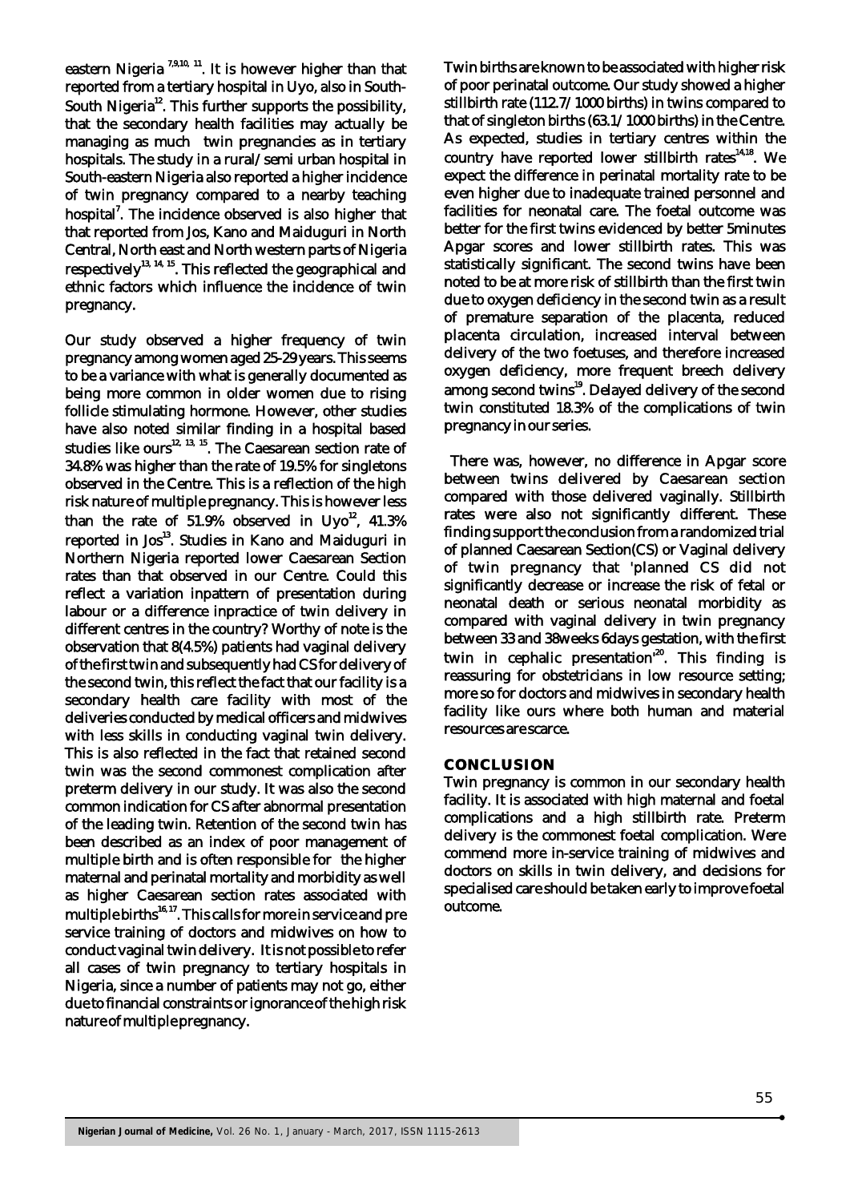eastern Nigeria [7,9,10, 11]. It is however higher than that reported from a tertiary hospital in Uyo, also in South-South Nigeria[12]. This further supports the possibility, that the secondary health facilities may actually be managing as much twin pregnancies as in tertiary hospitals. The study in a rural/semi urban hospital in South-eastern Nigeria also reported a higher incidence of twin pregnancy compared to a nearby teaching hospital[7]. The incidence observed is also higher that that reported from Jos, Kano and Maiduguri in North Central, North east and North western parts of Nigeria respectively[13, 14, 15]. This reflected the geographical and ethnic factors which influence the incidence of twin pregnancy.

Our study observed a higher frequency of twin pregnancy among women aged 25-29 years. This seems to be a variance with what is generally documented as being more common in older women due to rising follicle stimulating hormone. However, other studies have also noted similar finding in a hospital based studies like ours[12, 13, 15]. The Caesarean section rate of 34.8% was higher than the rate of 19.5% for singletons observed in the Centre. This is a reflection of the high risk nature of multiple pregnancy. This is however less than the rate of 51.9% observed in Uyo[12], 41.3% reported in Jos[13]. Studies in Kano and Maiduguri in Northern Nigeria reported lower Caesarean Section rates than that observed in our Centre. Could this reflect a variation inpattern of presentation during labour or a difference inpractice of twin delivery in different centres in the country? Worthy of note is the observation that 8(4.5%) patients had vaginal delivery of the first twin and subsequently had CS for delivery of the second twin, this reflect the fact that our facility is a secondary health care facility with most of the deliveries conducted by medical officers and midwives with less skills in conducting vaginal twin delivery. This is also reflected in the fact that retained second twin was the second commonest complication after preterm delivery in our study. It was also the second common indication for CS after abnormal presentation of the leading twin. Retention of the second twin has been described as an index of poor management of multiple birth and is often responsible for the higher maternal and perinatal mortality and morbidity as well as higher Caesarean section rates associated with multiple births[16,17]. This calls for more in service and pre service training of doctors and midwives on how to conduct vaginal twin delivery. It is not possible to refer all cases of twin pregnancy to tertiary hospitals in Nigeria, since a number of patients may not go, either due to financial constraints or ignorance of the high risk nature of multiple pregnancy.

Twin births are known to be associated with higher risk of poor perinatal outcome. Our study showed a higher stillbirth rate (112.7/1000 births) in twins compared to that of singleton births (63.1/1000 births) in the Centre. As expected, studies in tertiary centres within the country have reported lower stillbirth rates[14,18]. We expect the difference in perinatal mortality rate to be even higher due to inadequate trained personnel and facilities for neonatal care. The foetal outcome was better for the first twins evidenced by better 5minutes Apgar scores and lower stillbirth rates. This was statistically significant. The second twins have been noted to be at more risk of stillbirth than the first twin due to oxygen deficiency in the second twin as a result of premature separation of the placenta, reduced placenta circulation, increased interval between delivery of the two foetuses, and therefore increased oxygen deficiency, more frequent breech delivery among second twins[19]. Delayed delivery of the second twin constituted 18.3% of the complications of twin pregnancy in our series.

There was, however, no difference in Apgar score between twins delivered by Caesarean section compared with those delivered vaginally. Stillbirth rates were also not significantly different. These finding support the conclusion from a randomized trial of planned Caesarean Section(CS) or Vaginal delivery of twin pregnancy that 'planned CS did not significantly decrease or increase the risk of fetal or neonatal death or serious neonatal morbidity as compared with vaginal delivery in twin pregnancy between 33 and 38weeks 6days gestation, with the first twin in cephalic presentation'[20]. This finding is reassuring for obstetricians in low resource setting; more so for doctors and midwives in secondary health facility like ours where both human and material resources are scarce.

## CONCLUSION

Twin pregnancy is common in our secondary health facility. It is associated with high maternal and foetal complications and a high stillbirth rate. Preterm delivery is the commonest foetal complication. Were commend more in-service training of midwives and doctors on skills in twin delivery, and decisions for specialised care should be taken early to improve foetal outcome.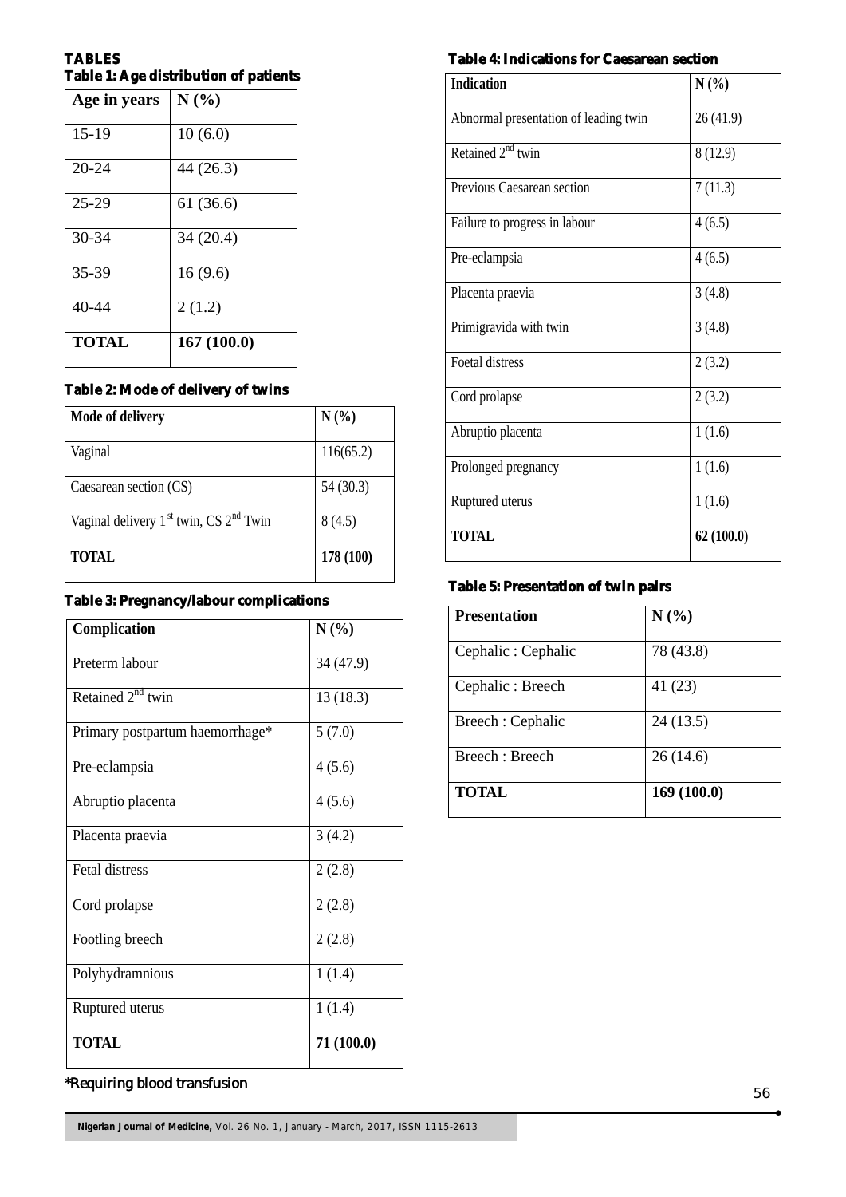## TABLES

**Table 1: Age distribution of patients**

| Age in years | N (%) |
|---|---|
| 15-19 | 10 (6.0) |
| 20-24 | 44 (26.3) |
| 25-29 | 61 (36.6) |
| 30-34 | 34 (20.4) |
| 35-39 | 16 (9.6) |
| 40-44 | 2 (1.2) |
| **TOTAL** | **167 (100.0)** |

**Table 2: Mode of delivery of twins**

| Mode of delivery | N (%) |
|---|---|
| Vaginal | 116(65.2) |
| Caesarean section (CS) | 54 (30.3) |
| Vaginal delivery 1st twin, CS 2nd Twin | 8 (4.5) |
| **TOTAL** | **178 (100)** |

**Table 3: Pregnancy/labour complications**

| Complication | N (%) |
|---|---|
| Preterm labour | 34 (47.9) |
| Retained 2nd twin | 13 (18.3) |
| Primary postpartum haemorrhage* | 5 (7.0) |
| Pre-eclampsia | 4 (5.6) |
| Abruptio placenta | 4 (5.6) |
| Placenta praevia | 3 (4.2) |
| Fetal distress | 2 (2.8) |
| Cord prolapse | 2 (2.8) |
| Footling breech | 2 (2.8) |
| Polyhydramnious | 1 (1.4) |
| Ruptured uterus | 1 (1.4) |
| **TOTAL** | **71 (100.0)** |

*Requiring blood transfusion

**Table 4: Indications for Caesarean section**

| Indication | N (%) |
|---|---|
| Abnormal presentation of leading twin | 26 (41.9) |
| Retained 2nd twin | 8 (12.9) |
| Previous Caesarean section | 7 (11.3) |
| Failure to progress in labour | 4 (6.5) |
| Pre-eclampsia | 4 (6.5) |
| Placenta praevia | 3 (4.8) |
| Primigravida with twin | 3 (4.8) |
| Foetal distress | 2 (3.2) |
| Cord prolapse | 2 (3.2) |
| Abruptio placenta | 1 (1.6) |
| Prolonged pregnancy | 1 (1.6) |
| Ruptured uterus | 1 (1.6) |
| **TOTAL** | **62 (100.0)** |

**Table 5: Presentation of twin pairs**

| Presentation | N (%) |
|---|---|
| Cephalic : Cephalic | 78 (43.8) |
| Cephalic : Breech | 41 (23) |
| Breech : Cephalic | 24 (13.5) |
| Breech : Breech | 26 (14.6) |
| **TOTAL** | **169 (100.0)** |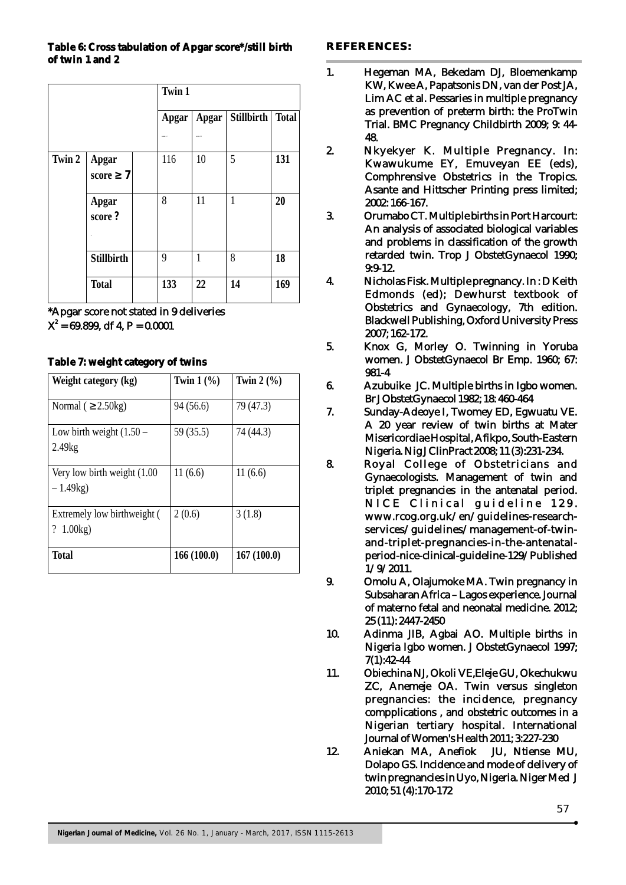**Table 6: Cross tabulation of Apgar score*/still birth of twin 1 and 2**

| | | Twin 1 | | | |
|---|---|---|---|---|---|
| | | Apgar | Apgar | Stillbirth | Total |
| Twin 2 | Apgar score ≥ 7 | 116 | 10 | 5 | **131** |
| | Apgar score ? | 8 | 11 | 1 | **20** |
| | Stillbirth | 9 | 1 | 8 | **18** |
| | **Total** | **133** | **22** | **14** | **169** |

*Apgar score not stated in 9 deliveries
$X^2 = 69.899$, df 4, P = 0.0001

**Table 7: weight category of twins**

| Weight category (kg) | Twin 1 (%) | Twin 2 (%) |
|---|---|---|
| Normal ( ≥ 2.50kg) | 94 (56.6) | 79 (47.3) |
| Low birth weight (1.50 – 2.49kg | 59 (35.5) | 74 (44.3) |
| Very low birth weight (1.00 – 1.49kg) | 11 (6.6) | 11 (6.6) |
| Extremely low birthweight ( ? 1.00kg) | 2 (0.6) | 3 (1.8) |
| **Total** | **166 (100.0)** | **167 (100.0)** |

## REFERENCES:

1. Hegeman MA, Bekedam DJ, Bloemenkamp KW, Kwee A, Papatsonis DN, van der Post JA, Lim AC et al. Pessaries in multiple pregnancy as prevention of preterm birth: the ProTwin Trial. BMC Pregnancy Childbirth 2009; 9: 44-48.
2. Nkyekyer K. Multiple Pregnancy. In: Kwawukume EY, Emuveyan EE (eds), Comphrensive Obstetrics in the Tropics. Asante and Hittscher Printing press limited; 2002: 166-167.
3. Orumabo CT. Multiple births in Port Harcourt: An analysis of associated biological variables and problems in classification of the growth retarded twin. Trop J ObstetGynaecol 1990; 9:9-12.
4. Nicholas Fisk. Multiple pregnancy. In : D Keith Edmonds (ed); Dewhurst textbook of Obstetrics and Gynaecology, 7th edition. Blackwell Publishing, Oxford University Press 2007; 162-172.
5. Knox G, Morley O. Twinning in Yoruba women. J ObstetGynaecol Br Emp. 1960; 67: 981-4
6. Azubuike JC. Multiple births in Igbo women. Br J ObstetGynaecol 1982; 18: 460-464
7. Sunday-Adeoye I, Twomey ED, Egwuatu VE. A 20 year review of twin births at Mater Misericordiae Hospital, Afikpo, South-Eastern Nigeria. Nig J ClinPract 2008; 11 (3):231-234.
8. Royal College of Obstetricians and Gynaecologists. Management of twin and triplet pregnancies in the antenatal period. NICE Clinical guideline 129. www.rcog.org.uk/en/guidelines-research-services/guidelines/management-of-twin-and-triplet-pregnancies-in-the-antenatal-period-nice-clinical-guideline-129/Published 1/9/2011.
9. Omolu A, Olajumoke MA. Twin pregnancy in Subsaharan Africa – Lagos experience. Journal of materno fetal and neonatal medicine. 2012; 25 (11): 2447-2450
10. Adinma JIB, Agbai AO. Multiple births in Nigeria Igbo women. J ObstetGynaecol 1997; 7(1):42-44
11. Obiechina NJ, Okoli VE,Eleje GU, Okechukwu ZC, Anemeje OA. Twin versus singleton pregnancies: the incidence, pregnancy compplications , and obstetric outcomes in a Nigerian tertiary hospital. International Journal of Women's Health 2011; 3:227-230
12. Aniekan MA, Anefiok JU, Ntiense MU, Dolapo GS. Incidence and mode of delivery of twin pregnancies in Uyo, Nigeria. Niger Med J 2010; 51 (4):170-172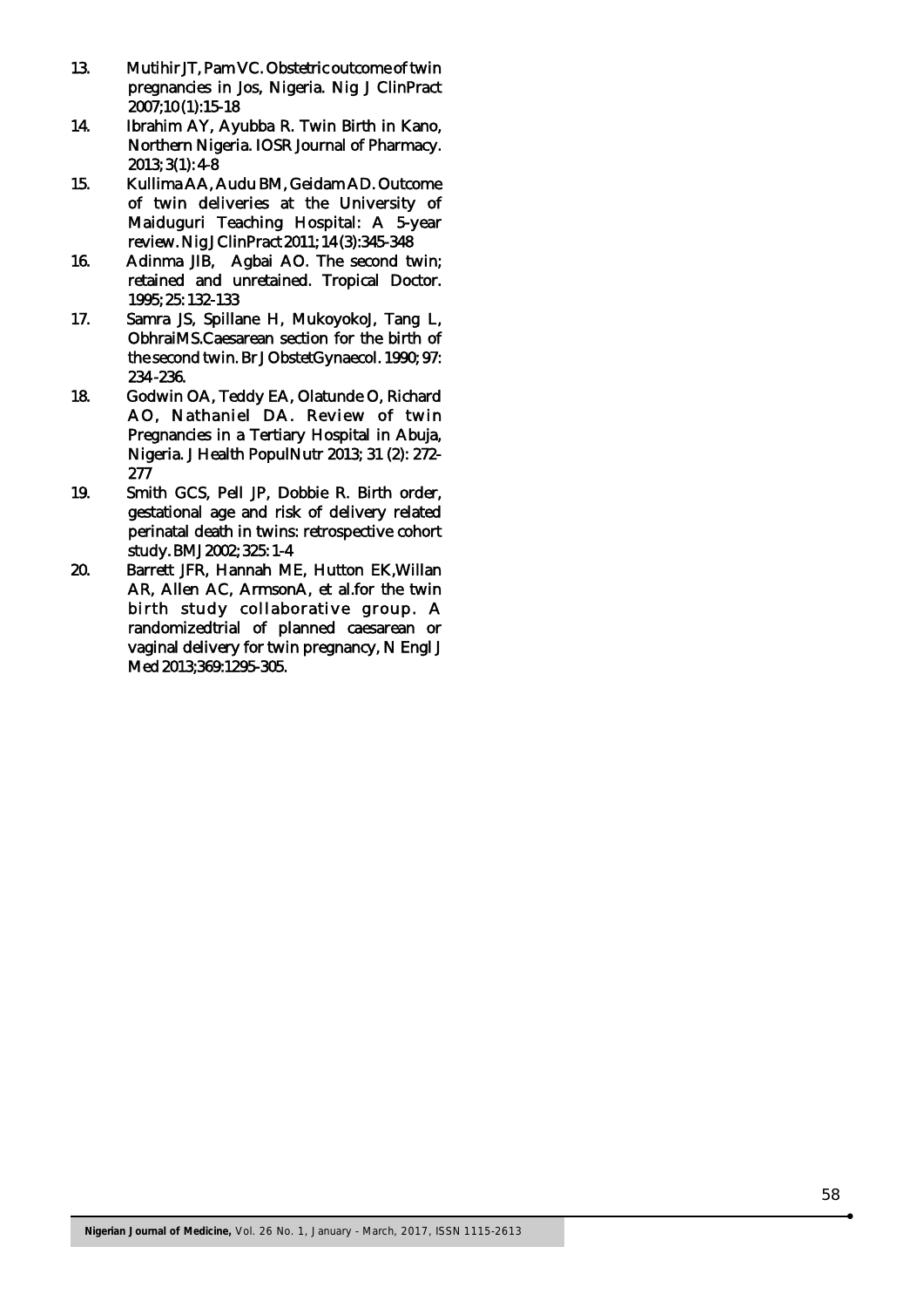13. Mutihir JT, Pam VC. Obstetric outcome of twin pregnancies in Jos, Nigeria. Nig J ClinPract 2007;10(1):15-18
14. Ibrahim AY, Ayubba R. Twin Birth in Kano, Northern Nigeria. IOSR Journal of Pharmacy. 2013; 3(1): 4-8
15. Kullima AA, Audu BM, Geidam AD. Outcome of twin deliveries at the University of Maiduguri Teaching Hospital: A 5-year review. Nig J ClinPract 2011; 14(3):345-348
16. Adinma JIB, Agbai AO. The second twin; retained and unretained. Tropical Doctor. 1995; 25: 132-133
17. Samra JS, Spillane H, MukoyokoJ, Tang L, ObhraiMS.Caesarean section for the birth of the second twin. Br J ObstetGynaecol. 1990; 97: 234-236.
18. Godwin OA, Teddy EA, Olatunde O, Richard AO, Nathaniel DA. Review of twin Pregnancies in a Tertiary Hospital in Abuja, Nigeria. J Health PopulNutr 2013; 31 (2): 272-277
19. Smith GCS, Pell JP, Dobbie R. Birth order, gestational age and risk of delivery related perinatal death in twins: retrospective cohort study. BMJ 2002; 325: 1-4
20. Barrett JFR, Hannah ME, Hutton EK,Willan AR, Allen AC, ArmsonA, et al.for the twin birth study collaborative group. A randomizedtrial of planned caesarean or vaginal delivery for twin pregnancy, N Engl J Med 2013;369:1295-305.